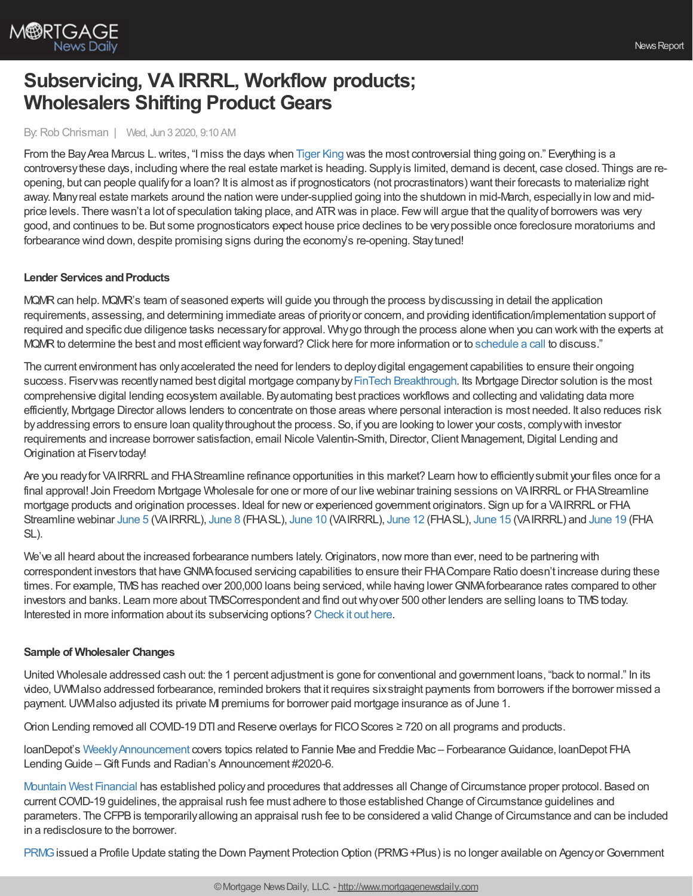# Subservicing, VA IRRRL, Workflow products; Wholesalers Shifting Product Gears

By: Rob Chrisman | Wed, Jun 3 2020, 9:10 AM

From the Bay Area Marcus L. writes, "I miss the days when Tiger King was the most controversial thing going on." Everything is a controversy these days, including where the real estate market is heading. Supply is limited, demand is decent, case closed. Things are re-opening, but can people qualify for a loan? It is almost as if prognosticators (not procrastinators) want their forecasts to materialize right away. Many real estate markets around the nation were under-supplied going into the shutdown in mid-March, especially in low and mid-price levels. There wasn't a lot of speculation taking place, and ATR was in place. Few will argue that the quality of borrowers was very good, and continues to be. But some prognosticators expect house price declines to be very possible once foreclosure moratoriums and forbearance wind down, despite promising signs during the economy's re-opening. Stay tuned!

### Lender Services and Products

MQMR can help. MQMR's team of seasoned experts will guide you through the process by discussing in detail the application requirements, assessing, and determining immediate areas of priority or concern, and providing identification/implementation support of required and specific due diligence tasks necessary for approval. Why go through the process alone when you can work with the experts at MQMR to determine the best and most efficient way forward? Click here for more information or to schedule a call to discuss."

The current environment has only accelerated the need for lenders to deploy digital engagement capabilities to ensure their ongoing success. Fiserv was recently named best digital mortgage company by FinTech Breakthrough. Its Mortgage Director solution is the most comprehensive digital lending ecosystem available. By automating best practices workflows and collecting and validating data more efficiently, Mortgage Director allows lenders to concentrate on those areas where personal interaction is most needed. It also reduces risk by addressing errors to ensure loan quality throughout the process. So, if you are looking to lower your costs, comply with investor requirements and increase borrower satisfaction, email Nicole Valentin-Smith, Director, Client Management, Digital Lending and Origination at Fiserv today!

Are you ready for VA IRRRL and FHA Streamline refinance opportunities in this market? Learn how to efficiently submit your files once for a final approval! Join Freedom Mortgage Wholesale for one or more of our live webinar training sessions on VA IRRRL or FHA Streamline mortgage products and origination processes. Ideal for new or experienced government originators. Sign up for a VA IRRRL or FHA Streamline webinar June 5 (VA IRRRL), June 8 (FHA SL), June 10 (VA IRRRL), June 12 (FHA SL), June 15 (VA IRRRL) and June 19 (FHA SL).

We've all heard about the increased forbearance numbers lately. Originators, now more than ever, need to be partnering with correspondent investors that have GNMA focused servicing capabilities to ensure their FHA Compare Ratio doesn't increase during these times. For example, TMS has reached over 200,000 loans being serviced, while having lower GNMA forbearance rates compared to other investors and banks. Learn more about TMS Correspondent and find out why over 500 other lenders are selling loans to TMS today. Interested in more information about its subservicing options? Check it out here.

### Sample of Wholesaler Changes

United Wholesale addressed cash out: the 1 percent adjustment is gone for conventional and government loans, "back to normal." In its video, UWM also addressed forbearance, reminded brokers that it requires six straight payments from borrowers if the borrower missed a payment. UWM also adjusted its private MI premiums for borrower paid mortgage insurance as of June 1.

Orion Lending removed all COVID-19 DTI and Reserve overlays for FICO Scores ≥ 720 on all programs and products.

loanDepot's Weekly Announcement covers topics related to Fannie Mae and Freddie Mac – Forbearance Guidance, loanDepot FHA Lending Guide – Gift Funds and Radian's Announcement #2020-6.

Mountain West Financial has established policy and procedures that addresses all Change of Circumstance proper protocol. Based on current COVID-19 guidelines, the appraisal rush fee must adhere to those established Change of Circumstance guidelines and parameters. The CFPB is temporarily allowing an appraisal rush fee to be considered a valid Change of Circumstance and can be included in a redisclosure to the borrower.

PRMG issued a Profile Update stating the Down Payment Protection Option (PRMG+Plus) is no longer available on Agency or Government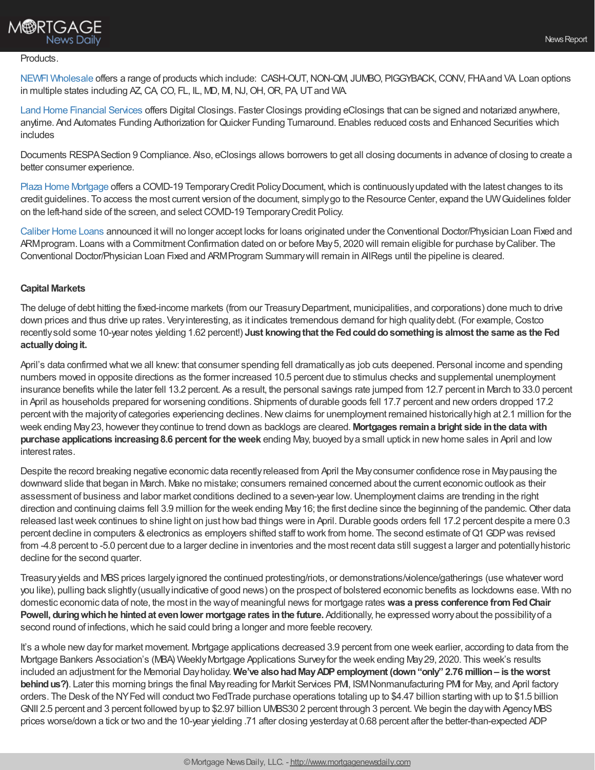Products.

NEWFI Wholesale offers a range of products which include: CASH-OUT, NON-QM, JUMBO, PIGGYBACK, CONV, FHA and VA. Loan options in multiple states including AZ, CA, CO, FL, IL, MD, MI, NJ, OH, OR, PA, UT and WA.

Land Home Financial Services offers Digital Closings. Faster Closings providing eClosings that can be signed and notarized anywhere, anytime. And Automates Funding Authorization for Quicker Funding Turnaround. Enables reduced costs and Enhanced Securities which includes

Documents RESPA Section 9 Compliance. Also, eClosings allows borrowers to get all closing documents in advance of closing to create a better consumer experience.

Plaza Home Mortgage offers a COVID-19 Temporary Credit Policy Document, which is continuously updated with the latest changes to its credit guidelines. To access the most current version of the document, simply go to the Resource Center, expand the UW Guidelines folder on the left-hand side of the screen, and select COVID-19 Temporary Credit Policy.

Caliber Home Loans announced it will no longer accept locks for loans originated under the Conventional Doctor/Physician Loan Fixed and ARM program. Loans with a Commitment Confirmation dated on or before May 5, 2020 will remain eligible for purchase by Caliber. The Conventional Doctor/Physician Loan Fixed and ARM Program Summary will remain in AllRegs until the pipeline is cleared.

**Capital Markets**

The deluge of debt hitting the fixed-income markets (from our Treasury Department, municipalities, and corporations) done much to drive down prices and thus drive up rates. Very interesting, as it indicates tremendous demand for high quality debt. (For example, Costco recently sold some 10-year notes yielding 1.62 percent!) **Just knowing that the Fed could do something is almost the same as the Fed actually doing it.**

April's data confirmed what we all knew: that consumer spending fell dramatically as job cuts deepened. Personal income and spending numbers moved in opposite directions as the former increased 10.5 percent due to stimulus checks and supplemental unemployment insurance benefits while the later fell 13.2 percent. As a result, the personal savings rate jumped from 12.7 percent in March to 33.0 percent in April as households prepared for worsening conditions. Shipments of durable goods fell 17.7 percent and new orders dropped 17.2 percent with the majority of categories experiencing declines. New claims for unemployment remained historically high at 2.1 million for the week ending May 23, however they continue to trend down as backlogs are cleared. **Mortgages remain a bright side in the data with purchase applications increasing 8.6 percent for the week** ending May, buoyed by a small uptick in new home sales in April and low interest rates.

Despite the record breaking negative economic data recently released from April the May consumer confidence rose in May pausing the downward slide that began in March. Make no mistake; consumers remained concerned about the current economic outlook as their assessment of business and labor market conditions declined to a seven-year low. Unemployment claims are trending in the right direction and continuing claims fell 3.9 million for the week ending May 16; the first decline since the beginning of the pandemic. Other data released last week continues to shine light on just how bad things were in April. Durable goods orders fell 17.2 percent despite a mere 0.3 percent decline in computers & electronics as employers shifted staff to work from home. The second estimate of Q1 GDP was revised from -4.8 percent to -5.0 percent due to a larger decline in inventories and the most recent data still suggest a larger and potentially historic decline for the second quarter.

Treasury yields and MBS prices largely ignored the continued protesting/riots, or demonstrations/violence/gatherings (use whatever word you like), pulling back slightly (usually indicative of good news) on the prospect of bolstered economic benefits as lockdowns ease. With no domestic economic data of note, the most in the way of meaningful news for mortgage rates **was a press conference from Fed Chair Powell, during which he hinted at even lower mortgage rates in the future.** Additionally, he expressed worry about the possibility of a second round of infections, which he said could bring a longer and more feeble recovery.

It's a whole new day for market movement. Mortgage applications decreased 3.9 percent from one week earlier, according to data from the Mortgage Bankers Association's (MBA) Weekly Mortgage Applications Survey for the week ending May 29, 2020. This week's results included an adjustment for the Memorial Day holiday. **We've also had May ADP employment (down "only" 2.76 million – is the worst behind us?)**. Later this morning brings the final May reading for Markit Services PMI, ISM Nonmanufacturing PMI for May, and April factory orders. The Desk of the NY Fed will conduct two FedTrade purchase operations totaling up to $4.47 billion starting with up to $1.5 billion GNII 2.5 percent and 3 percent followed by up to $2.97 billion UMBS30 2 percent through 3 percent. We begin the day with Agency MBS prices worse/down a tick or two and the 10-year yielding .71 after closing yesterday at 0.68 percent after the better-than-expected ADP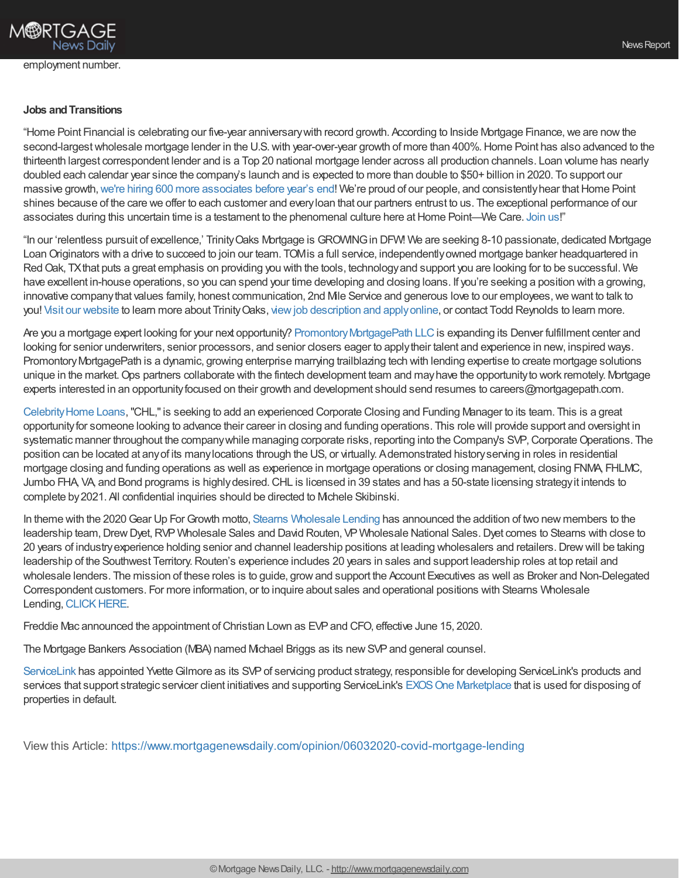employment number.

**Jobs and Transitions**

"Home Point Financial is celebrating our five-year anniversary with record growth. According to Inside Mortgage Finance, we are now the second-largest wholesale mortgage lender in the U.S. with year-over-year growth of more than 400%. Home Point has also advanced to the thirteenth largest correspondent lender and is a Top 20 national mortgage lender across all production channels. Loan volume has nearly doubled each calendar year since the company's launch and is expected to more than double to $50+ billion in 2020. To support our massive growth, we're hiring 600 more associates before year's end! We're proud of our people, and consistently hear that Home Point shines because of the care we offer to each customer and every loan that our partners entrust to us. The exceptional performance of our associates during this uncertain time is a testament to the phenomenal culture here at Home Point—We Care. Join us!"

"In our 'relentless pursuit of excellence,' Trinity Oaks Mortgage is GROWING in DFW! We are seeking 8-10 passionate, dedicated Mortgage Loan Originators with a drive to succeed to join our team. TOM is a full service, independently owned mortgage banker headquartered in Red Oak, TX that puts a great emphasis on providing you with the tools, technology and support you are looking for to be successful. We have excellent in-house operations, so you can spend your time developing and closing loans. If you're seeking a position with a growing, innovative company that values family, honest communication, 2nd Mile Service and generous love to our employees, we want to talk to you! Visit our website to learn more about Trinity Oaks, view job description and apply online, or contact Todd Reynolds to learn more.

Are you a mortgage expert looking for your next opportunity? Promontory MortgagePath LLC is expanding its Denver fulfillment center and looking for senior underwriters, senior processors, and senior closers eager to apply their talent and experience in new, inspired ways. Promontory MortgagePath is a dynamic, growing enterprise marrying trailblazing tech with lending expertise to create mortgage solutions unique in the market. Ops partners collaborate with the fintech development team and may have the opportunity to work remotely. Mortgage experts interested in an opportunity focused on their growth and development should send resumes to careers@mortgagepath.com.

Celebrity Home Loans, "CHL," is seeking to add an experienced Corporate Closing and Funding Manager to its team. This is a great opportunity for someone looking to advance their career in closing and funding operations. This role will provide support and oversight in systematic manner throughout the company while managing corporate risks, reporting into the Company's SVP, Corporate Operations. The position can be located at any of its many locations through the US, or virtually. A demonstrated history serving in roles in residential mortgage closing and funding operations as well as experience in mortgage operations or closing management, closing FNMA, FHLMC, Jumbo FHA, VA, and Bond programs is highly desired. CHL is licensed in 39 states and has a 50-state licensing strategy it intends to complete by 2021. All confidential inquiries should be directed to Michele Skibinski.

In theme with the 2020 Gear Up For Growth motto, Stearns Wholesale Lending has announced the addition of two new members to the leadership team, Drew Dyet, RVP Wholesale Sales and David Routen, VP Wholesale National Sales. Dyet comes to Stearns with close to 20 years of industry experience holding senior and channel leadership positions at leading wholesalers and retailers. Drew will be taking leadership of the Southwest Territory. Routen's experience includes 20 years in sales and support leadership roles at top retail and wholesale lenders. The mission of these roles is to guide, grow and support the Account Executives as well as Broker and Non-Delegated Correspondent customers. For more information, or to inquire about sales and operational positions with Stearns Wholesale Lending, CLICK HERE.

Freddie Mac announced the appointment of Christian Lown as EVP and CFO, effective June 15, 2020.

The Mortgage Bankers Association (MBA) named Michael Briggs as its new SVP and general counsel.

ServiceLink has appointed Yvette Gilmore as its SVP of servicing product strategy, responsible for developing ServiceLink's products and services that support strategic servicer client initiatives and supporting ServiceLink's EXOS One Marketplace that is used for disposing of properties in default.

View this Article: https://www.mortgagenewsdaily.com/opinion/06032020-covid-mortgage-lending